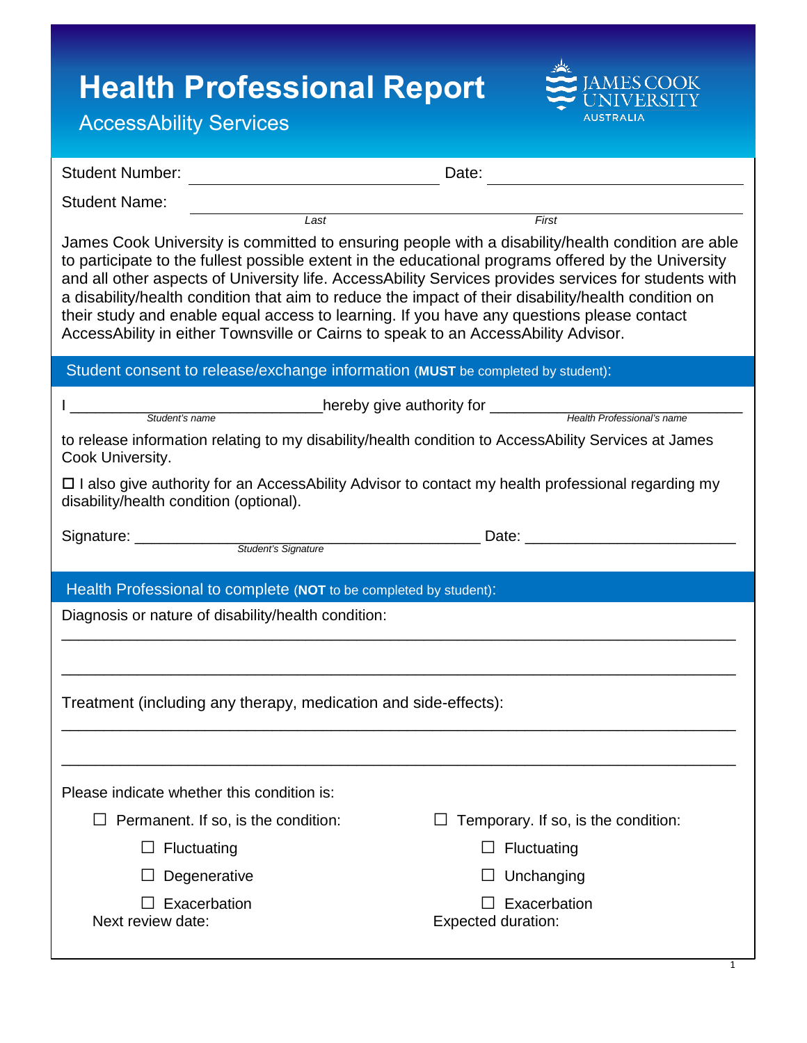# Health Professional Report

AccessAbility Services

JAMES COOK UNIVERSITY AUSTRALIA

Student Number: ______________________ Date: ______________________

Student Name: ______________________ ______________________
*Last* *First*

James Cook University is committed to ensuring people with a disability/health condition are able to participate to the fullest possible extent in the educational programs offered by the University and all other aspects of University life. AccessAbility Services provides services for students with a disability/health condition that aim to reduce the impact of their disability/health condition on their study and enable equal access to learning. If you have any questions please contact AccessAbility in either Townsville or Cairns to speak to an AccessAbility Advisor.

## Student consent to release/exchange information (**MUST** be completed by student):

I ______________________ hereby give authority for ______________________
*Student's name* *Health Professional's name*

to release information relating to my disability/health condition to AccessAbility Services at James Cook University.

☐ I also give authority for an AccessAbility Advisor to contact my health professional regarding my disability/health condition (optional).

Signature: ______________________ Date: ______________________
*Student's Signature*

## Health Professional to complete (**NOT** to be completed by student):

Diagnosis or nature of disability/health condition:

______________________________________________________________________

______________________________________________________________________

Treatment (including any therapy, medication and side-effects):

______________________________________________________________________

______________________________________________________________________

Please indicate whether this condition is:

☐ Permanent. If so, is the condition:

- ☐ Fluctuating
- ☐ Degenerative
- ☐ Exacerbation

Next review date:

☐ Temporary. If so, is the condition:

- ☐ Fluctuating
- ☐ Unchanging
- ☐ Exacerbation

Expected duration: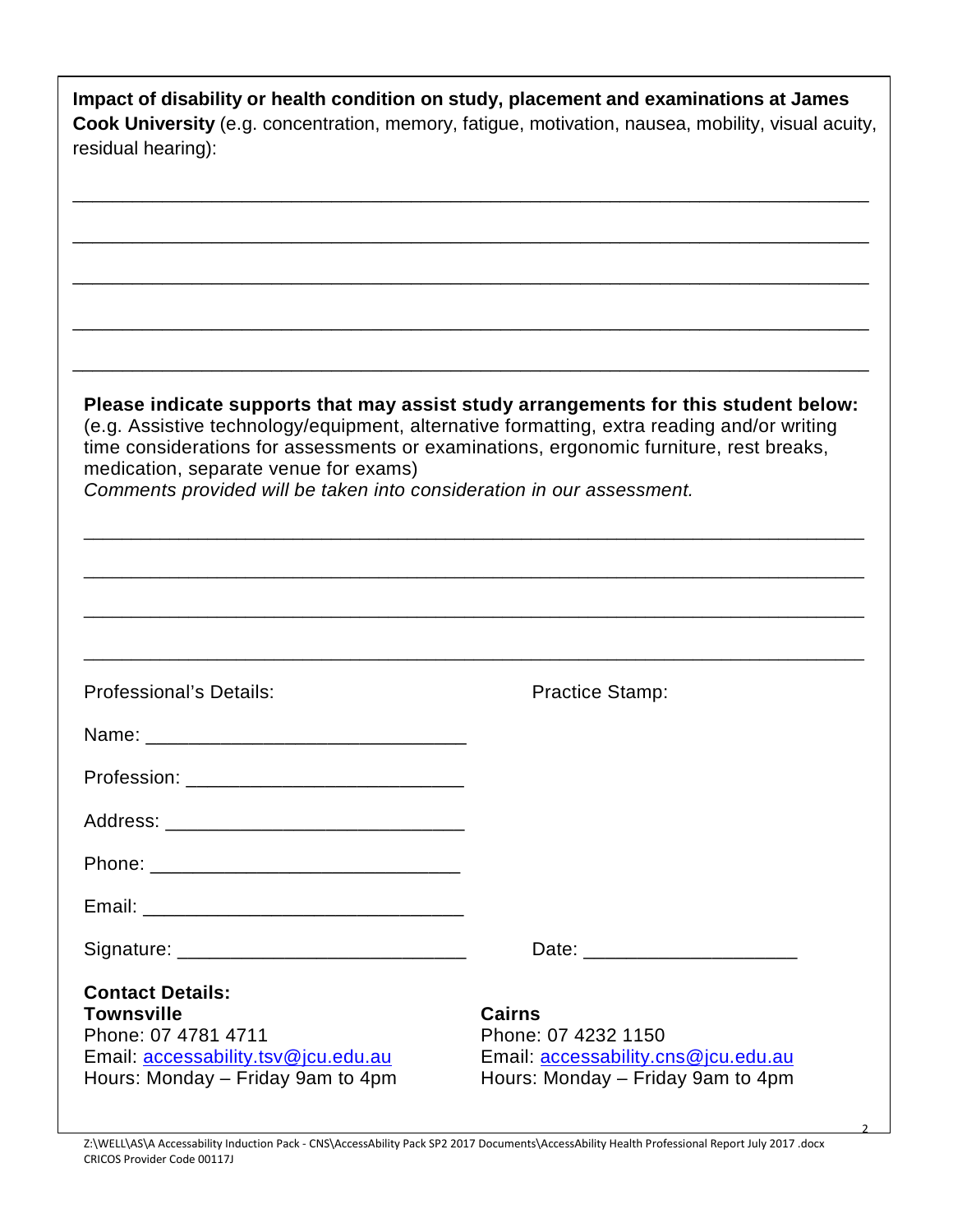**Impact of disability or health condition on study, placement and examinations at James Cook University** (e.g. concentration, memory, fatigue, motivation, nausea, mobility, visual acuity, residual hearing):

___________________________________________________________________________

___________________________________________________________________________

___________________________________________________________________________

___________________________________________________________________________

___________________________________________________________________________

**Please indicate supports that may assist study arrangements for this student below:** (e.g. Assistive technology/equipment, alternative formatting, extra reading and/or writing time considerations for assessments or examinations, ergonomic furniture, rest breaks, medication, separate venue for exams)
*Comments provided will be taken into consideration in our assessment.*

___________________________________________________________________________

___________________________________________________________________________

___________________________________________________________________________

___________________________________________________________________________

Professional's Details:

Practice Stamp:

Name: ______________________________

Profession: __________________________

Address: ____________________________

Phone: ______________________________

Email: ______________________________

Signature: ___________________________

Date: ____________________

**Contact Details:**

**Townsville**
Phone: 07 4781 4711
Email: accessability.tsv@jcu.edu.au
Hours: Monday – Friday 9am to 4pm

**Cairns**
Phone: 07 4232 1150
Email: accessability.cns@jcu.edu.au
Hours: Monday – Friday 9am to 4pm

Z:\WELL\AS\A Accessability Induction Pack - CNS\AccessAbility Pack SP2 2017 Documents\AccessAbility Health Professional Report July 2017 .docx
CRICOS Provider Code 00117J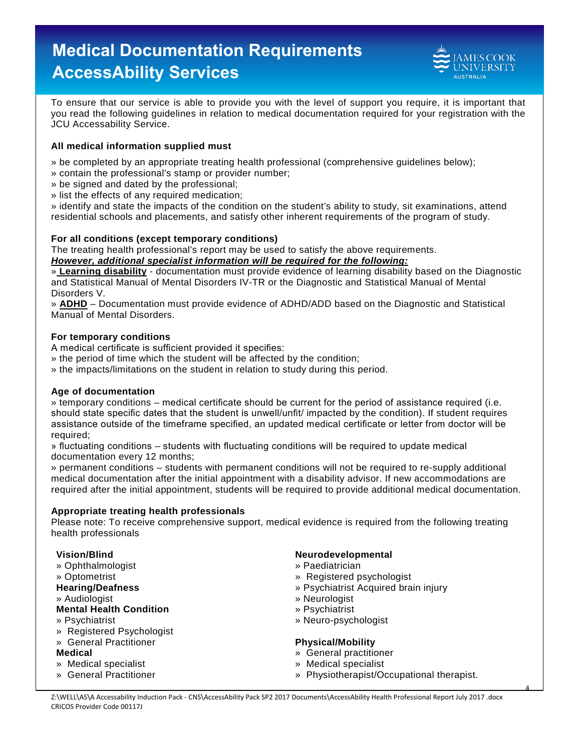# Medical Documentation Requirements AccessAbility Services

To ensure that our service is able to provide you with the level of support you require, it is important that you read the following guidelines in relation to medical documentation required for your registration with the JCU Accessability Service.

**All medical information supplied must**

» be completed by an appropriate treating health professional (comprehensive guidelines below);
» contain the professional's stamp or provider number;
» be signed and dated by the professional;
» list the effects of any required medication;
» identify and state the impacts of the condition on the student's ability to study, sit examinations, attend residential schools and placements, and satisfy other inherent requirements of the program of study.

**For all conditions (except temporary conditions)**

The treating health professional's report may be used to satisfy the above requirements.
***However, additional specialist information will be required for the following:***
» **Learning disability** - documentation must provide evidence of learning disability based on the Diagnostic and Statistical Manual of Mental Disorders IV-TR or the Diagnostic and Statistical Manual of Mental Disorders V.
» **ADHD** – Documentation must provide evidence of ADHD/ADD based on the Diagnostic and Statistical Manual of Mental Disorders.

**For temporary conditions**

A medical certificate is sufficient provided it specifies:
» the period of time which the student will be affected by the condition;
» the impacts/limitations on the student in relation to study during this period.

**Age of documentation**

» temporary conditions – medical certificate should be current for the period of assistance required (i.e. should state specific dates that the student is unwell/unfit/ impacted by the condition). If student requires assistance outside of the timeframe specified, an updated medical certificate or letter from doctor will be required;
» fluctuating conditions – students with fluctuating conditions will be required to update medical documentation every 12 months;
» permanent conditions – students with permanent conditions will not be required to re-supply additional medical documentation after the initial appointment with a disability advisor. If new accommodations are required after the initial appointment, students will be required to provide additional medical documentation.

**Appropriate treating health professionals**

Please note: To receive comprehensive support, medical evidence is required from the following treating health professionals

**Vision/Blind**
» Ophthalmologist
» Optometrist

**Hearing/Deafness**
» Audiologist

**Mental Health Condition**
» Psychiatrist
» Registered Psychologist
» General Practitioner

**Medical**
» Medical specialist
» General Practitioner

**Neurodevelopmental**
» Paediatrician
» Registered psychologist
» Psychiatrist Acquired brain injury
» Neurologist
» Psychiatrist
» Neuro-psychologist

**Physical/Mobility**
» General practitioner
» Medical specialist
» Physiotherapist/Occupational therapist.

Z:\WELL\AS\A Accessability Induction Pack - CNS\AccessAbility Pack SP2 2017 Documents\AccessAbility Health Professional Report July 2017 .docx
CRICOS Provider Code 00117J